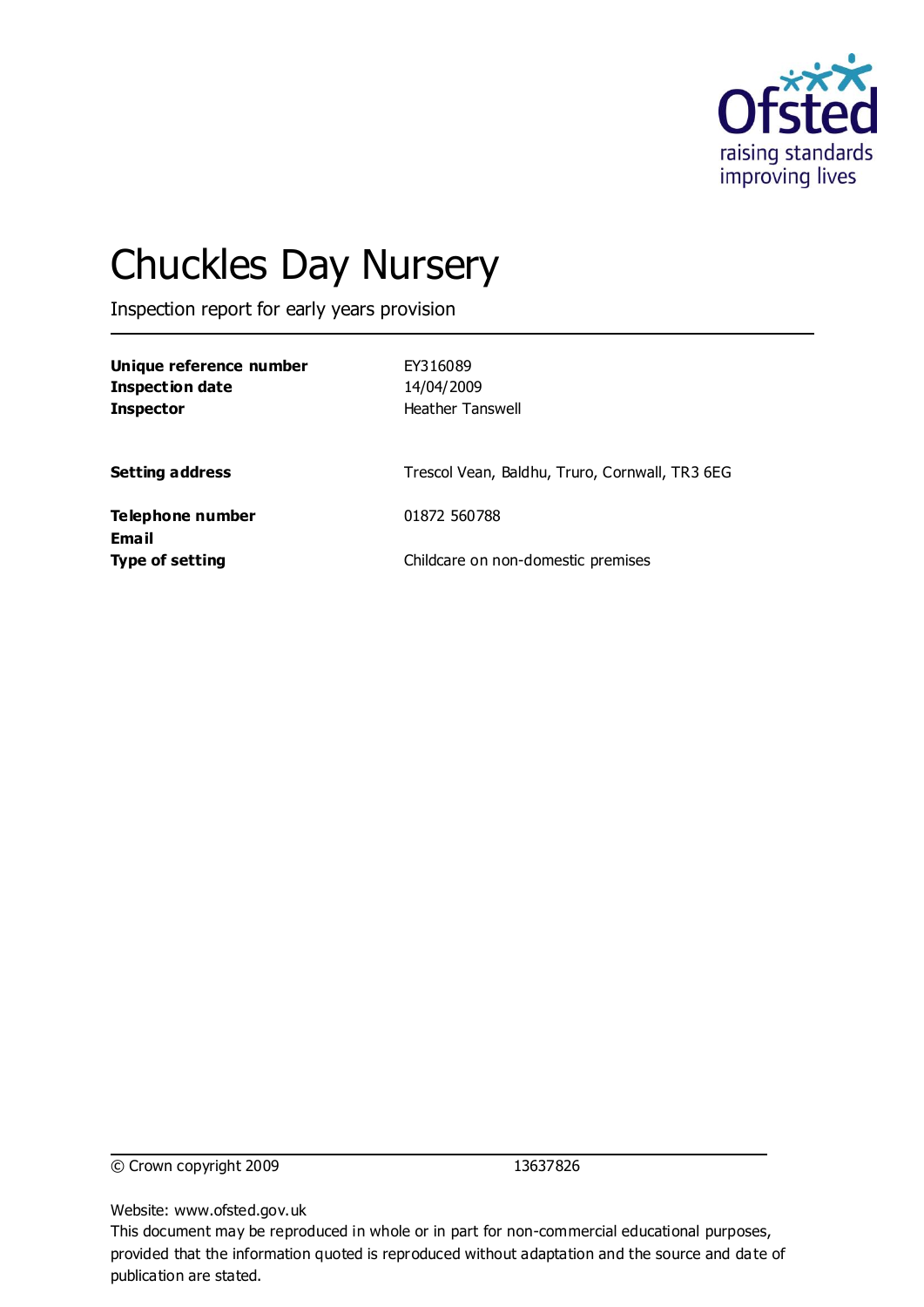# Chuckles Day Nursery

Inspection report for early years provision

| | |
|---|---|
| **Unique reference number** | EY316089 |
| **Inspection date** | 14/04/2009 |
| **Inspector** | Heather Tanswell |
| **Setting address** | Trescol Vean, Baldhu, Truro, Cornwall, TR3 6EG |
| **Telephone number** | 01872 560788 |
| **Email** | |
| **Type of setting** | Childcare on non-domestic premises |

© Crown copyright 2009 13637826

Website: www.ofsted.gov.uk

This document may be reproduced in whole or in part for non-commercial educational purposes, provided that the information quoted is reproduced without adaptation and the source and date of publication are stated.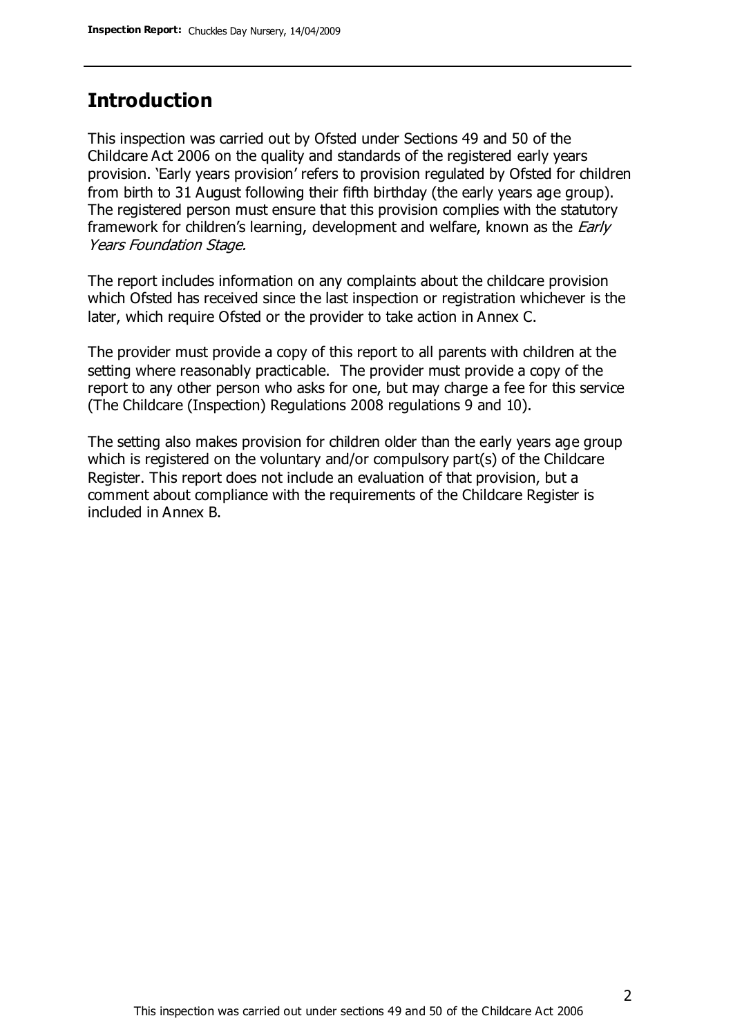## Introduction

This inspection was carried out by Ofsted under Sections 49 and 50 of the Childcare Act 2006 on the quality and standards of the registered early years provision. 'Early years provision' refers to provision regulated by Ofsted for children from birth to 31 August following their fifth birthday (the early years age group). The registered person must ensure that this provision complies with the statutory framework for children's learning, development and welfare, known as the *Early Years Foundation Stage.*

The report includes information on any complaints about the childcare provision which Ofsted has received since the last inspection or registration whichever is the later, which require Ofsted or the provider to take action in Annex C.

The provider must provide a copy of this report to all parents with children at the setting where reasonably practicable. The provider must provide a copy of the report to any other person who asks for one, but may charge a fee for this service (The Childcare (Inspection) Regulations 2008 regulations 9 and 10).

The setting also makes provision for children older than the early years age group which is registered on the voluntary and/or compulsory part(s) of the Childcare Register. This report does not include an evaluation of that provision, but a comment about compliance with the requirements of the Childcare Register is included in Annex B.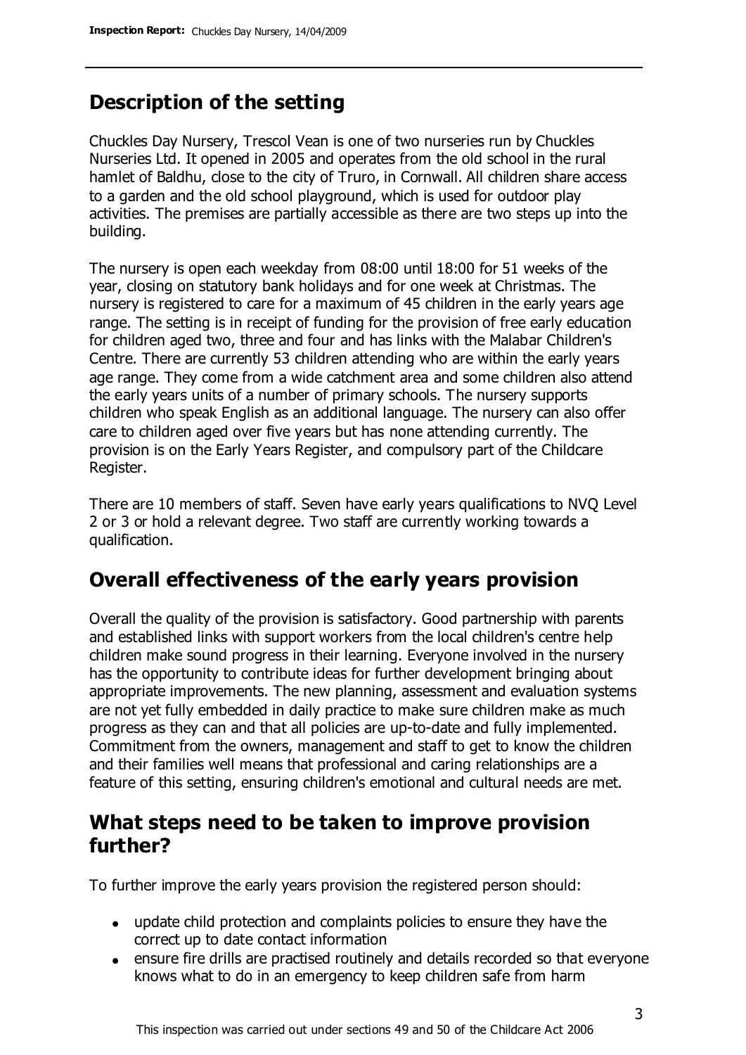## Description of the setting

Chuckles Day Nursery, Trescol Vean is one of two nurseries run by Chuckles Nurseries Ltd. It opened in 2005 and operates from the old school in the rural hamlet of Baldhu, close to the city of Truro, in Cornwall. All children share access to a garden and the old school playground, which is used for outdoor play activities. The premises are partially accessible as there are two steps up into the building.

The nursery is open each weekday from 08:00 until 18:00 for 51 weeks of the year, closing on statutory bank holidays and for one week at Christmas. The nursery is registered to care for a maximum of 45 children in the early years age range. The setting is in receipt of funding for the provision of free early education for children aged two, three and four and has links with the Malabar Children's Centre. There are currently 53 children attending who are within the early years age range. They come from a wide catchment area and some children also attend the early years units of a number of primary schools. The nursery supports children who speak English as an additional language. The nursery can also offer care to children aged over five years but has none attending currently. The provision is on the Early Years Register, and compulsory part of the Childcare Register.

There are 10 members of staff. Seven have early years qualifications to NVQ Level 2 or 3 or hold a relevant degree. Two staff are currently working towards a qualification.

## Overall effectiveness of the early years provision

Overall the quality of the provision is satisfactory. Good partnership with parents and established links with support workers from the local children's centre help children make sound progress in their learning. Everyone involved in the nursery has the opportunity to contribute ideas for further development bringing about appropriate improvements. The new planning, assessment and evaluation systems are not yet fully embedded in daily practice to make sure children make as much progress as they can and that all policies are up-to-date and fully implemented. Commitment from the owners, management and staff to get to know the children and their families well means that professional and caring relationships are a feature of this setting, ensuring children's emotional and cultural needs are met.

## What steps need to be taken to improve provision further?

To further improve the early years provision the registered person should:

- update child protection and complaints policies to ensure they have the correct up to date contact information
- ensure fire drills are practised routinely and details recorded so that everyone knows what to do in an emergency to keep children safe from harm

This inspection was carried out under sections 49 and 50 of the Childcare Act 2006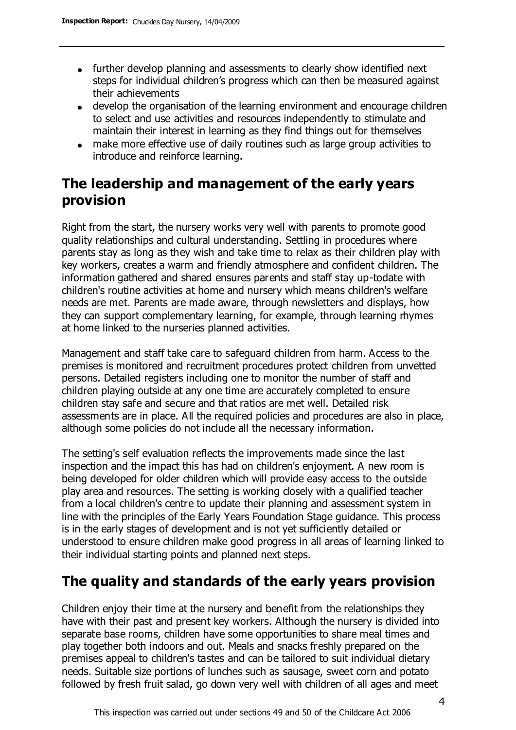- further develop planning and assessments to clearly show identified next steps for individual children's progress which can then be measured against their achievements
- develop the organisation of the learning environment and encourage children to select and use activities and resources independently to stimulate and maintain their interest in learning as they find things out for themselves
- make more effective use of daily routines such as large group activities to introduce and reinforce learning.

## The leadership and management of the early years provision

Right from the start, the nursery works very well with parents to promote good quality relationships and cultural understanding. Settling in procedures where parents stay as long as they wish and take time to relax as their children play with key workers, creates a warm and friendly atmosphere and confident children. The information gathered and shared ensures parents and staff stay up-todate with children's routine activities at home and nursery which means children's welfare needs are met. Parents are made aware, through newsletters and displays, how they can support complementary learning, for example, through learning rhymes at home linked to the nurseries planned activities.

Management and staff take care to safeguard children from harm. Access to the premises is monitored and recruitment procedures protect children from unvetted persons. Detailed registers including one to monitor the number of staff and children playing outside at any one time are accurately completed to ensure children stay safe and secure and that ratios are met well. Detailed risk assessments are in place. All the required policies and procedures are also in place, although some policies do not include all the necessary information.

The setting's self evaluation reflects the improvements made since the last inspection and the impact this has had on children's enjoyment. A new room is being developed for older children which will provide easy access to the outside play area and resources. The setting is working closely with a qualified teacher from a local children's centre to update their planning and assessment system in line with the principles of the Early Years Foundation Stage guidance. This process is in the early stages of development and is not yet sufficiently detailed or understood to ensure children make good progress in all areas of learning linked to their individual starting points and planned next steps.

## The quality and standards of the early years provision

Children enjoy their time at the nursery and benefit from the relationships they have with their past and present key workers. Although the nursery is divided into separate base rooms, children have some opportunities to share meal times and play together both indoors and out. Meals and snacks freshly prepared on the premises appeal to children's tastes and can be tailored to suit individual dietary needs. Suitable size portions of lunches such as sausage, sweet corn and potato followed by fresh fruit salad, go down very well with children of all ages and meet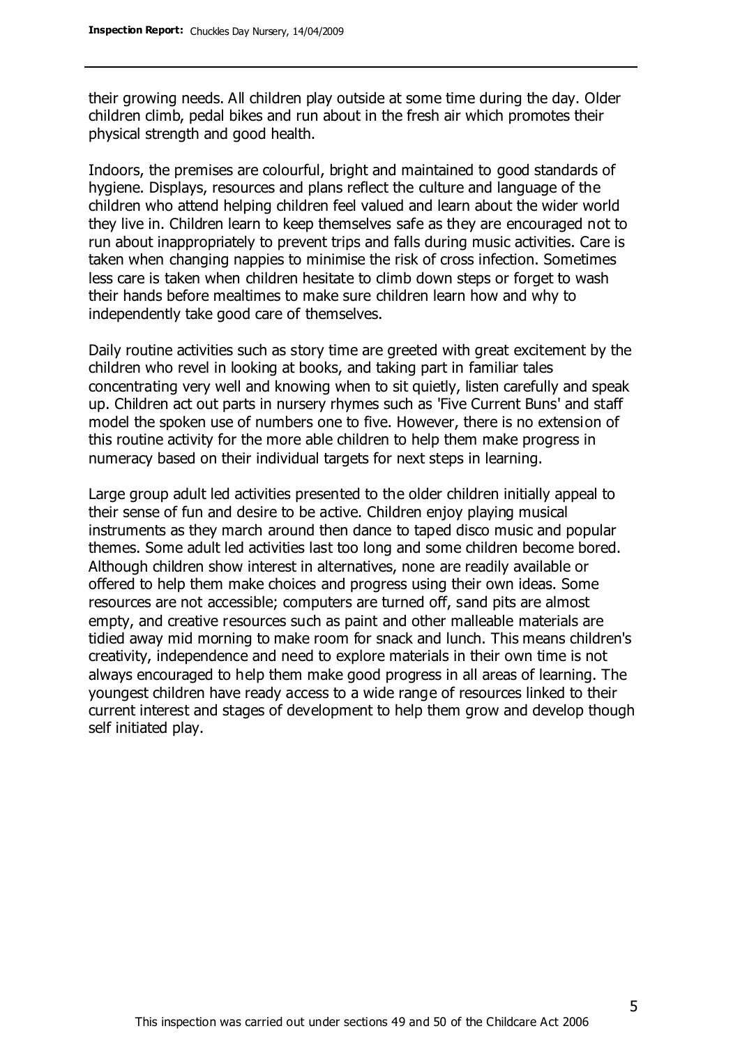their growing needs. All children play outside at some time during the day. Older children climb, pedal bikes and run about in the fresh air which promotes their physical strength and good health.

Indoors, the premises are colourful, bright and maintained to good standards of hygiene. Displays, resources and plans reflect the culture and language of the children who attend helping children feel valued and learn about the wider world they live in. Children learn to keep themselves safe as they are encouraged not to run about inappropriately to prevent trips and falls during music activities. Care is taken when changing nappies to minimise the risk of cross infection. Sometimes less care is taken when children hesitate to climb down steps or forget to wash their hands before mealtimes to make sure children learn how and why to independently take good care of themselves.

Daily routine activities such as story time are greeted with great excitement by the children who revel in looking at books, and taking part in familiar tales concentrating very well and knowing when to sit quietly, listen carefully and speak up. Children act out parts in nursery rhymes such as 'Five Current Buns' and staff model the spoken use of numbers one to five. However, there is no extension of this routine activity for the more able children to help them make progress in numeracy based on their individual targets for next steps in learning.

Large group adult led activities presented to the older children initially appeal to their sense of fun and desire to be active. Children enjoy playing musical instruments as they march around then dance to taped disco music and popular themes. Some adult led activities last too long and some children become bored. Although children show interest in alternatives, none are readily available or offered to help them make choices and progress using their own ideas. Some resources are not accessible; computers are turned off, sand pits are almost empty, and creative resources such as paint and other malleable materials are tidied away mid morning to make room for snack and lunch. This means children's creativity, independence and need to explore materials in their own time is not always encouraged to help them make good progress in all areas of learning. The youngest children have ready access to a wide range of resources linked to their current interest and stages of development to help them grow and develop though self initiated play.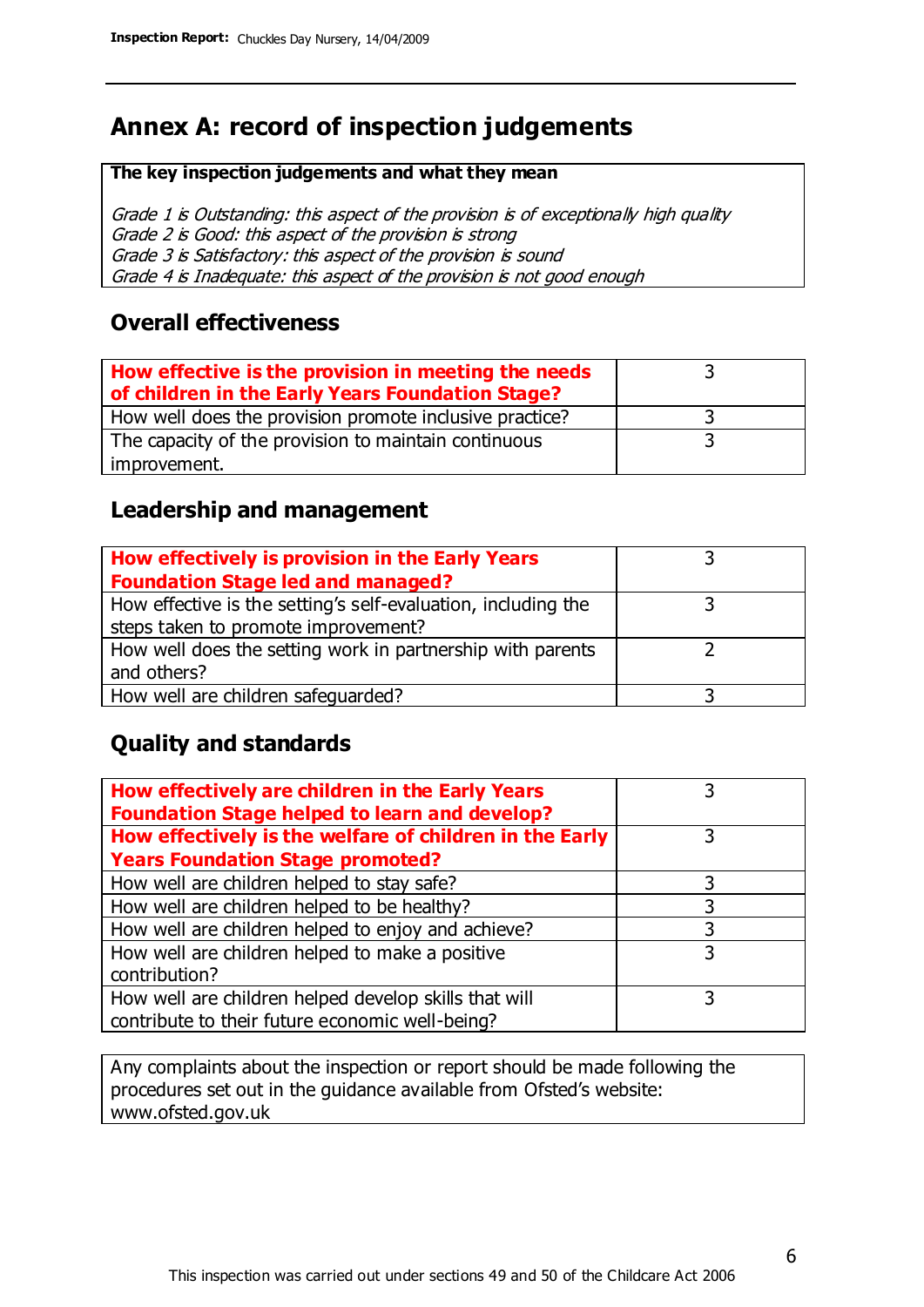# Annex A: record of inspection judgements

**The key inspection judgements and what they mean**

*Grade 1 is Outstanding: this aspect of the provision is of exceptionally high quality*
*Grade 2 is Good: this aspect of the provision is strong*
*Grade 3 is Satisfactory: this aspect of the provision is sound*
*Grade 4 is Inadequate: this aspect of the provision is not good enough*

## Overall effectiveness

| | |
|---|---|
| **How effective is the provision in meeting the needs of children in the Early Years Foundation Stage?** | 3 |
| How well does the provision promote inclusive practice? | 3 |
| The capacity of the provision to maintain continuous improvement. | 3 |

## Leadership and management

| | |
|---|---|
| **How effectively is provision in the Early Years Foundation Stage led and managed?** | 3 |
| How effective is the setting's self-evaluation, including the steps taken to promote improvement? | 3 |
| How well does the setting work in partnership with parents and others? | 2 |
| How well are children safeguarded? | 3 |

## Quality and standards

| | |
|---|---|
| **How effectively are children in the Early Years Foundation Stage helped to learn and develop?** | 3 |
| **How effectively is the welfare of children in the Early Years Foundation Stage promoted?** | 3 |
| How well are children helped to stay safe? | 3 |
| How well are children helped to be healthy? | 3 |
| How well are children helped to enjoy and achieve? | 3 |
| How well are children helped to make a positive contribution? | 3 |
| How well are children helped develop skills that will contribute to their future economic well-being? | 3 |

Any complaints about the inspection or report should be made following the procedures set out in the guidance available from Ofsted's website: www.ofsted.gov.uk

This inspection was carried out under sections 49 and 50 of the Childcare Act 2006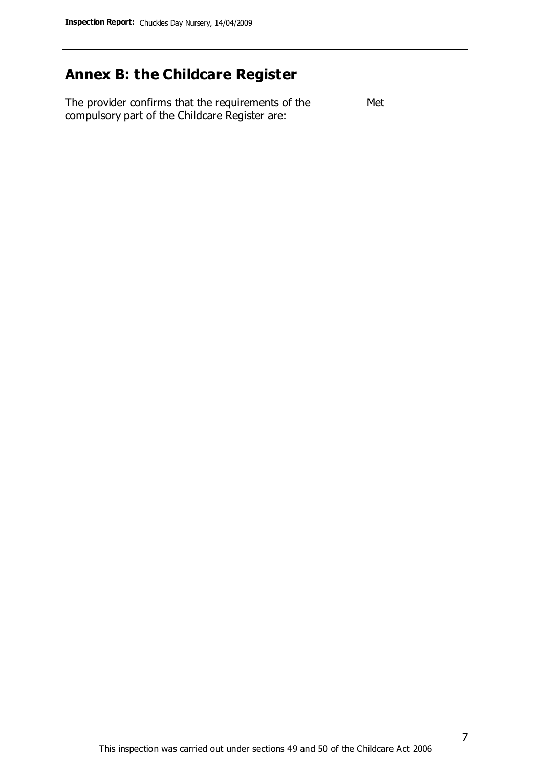## Annex B: the Childcare Register

| The provider confirms that the requirements of the compulsory part of the Childcare Register are: | Met |
| --- | --- |

This inspection was carried out under sections 49 and 50 of the Childcare Act 2006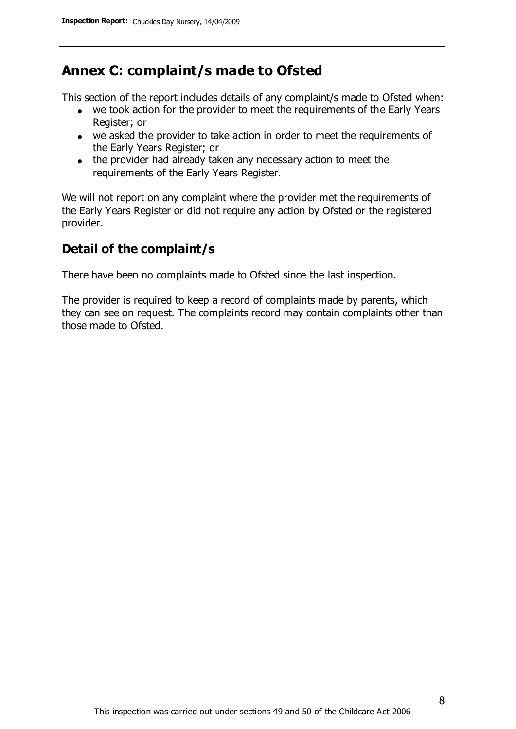## Annex C: complaint/s made to Ofsted

This section of the report includes details of any complaint/s made to Ofsted when:

- we took action for the provider to meet the requirements of the Early Years Register; or
- we asked the provider to take action in order to meet the requirements of the Early Years Register; or
- the provider had already taken any necessary action to meet the requirements of the Early Years Register.

We will not report on any complaint where the provider met the requirements of the Early Years Register or did not require any action by Ofsted or the registered provider.

### Detail of the complaint/s

There have been no complaints made to Ofsted since the last inspection.

The provider is required to keep a record of complaints made by parents, which they can see on request. The complaints record may contain complaints other than those made to Ofsted.